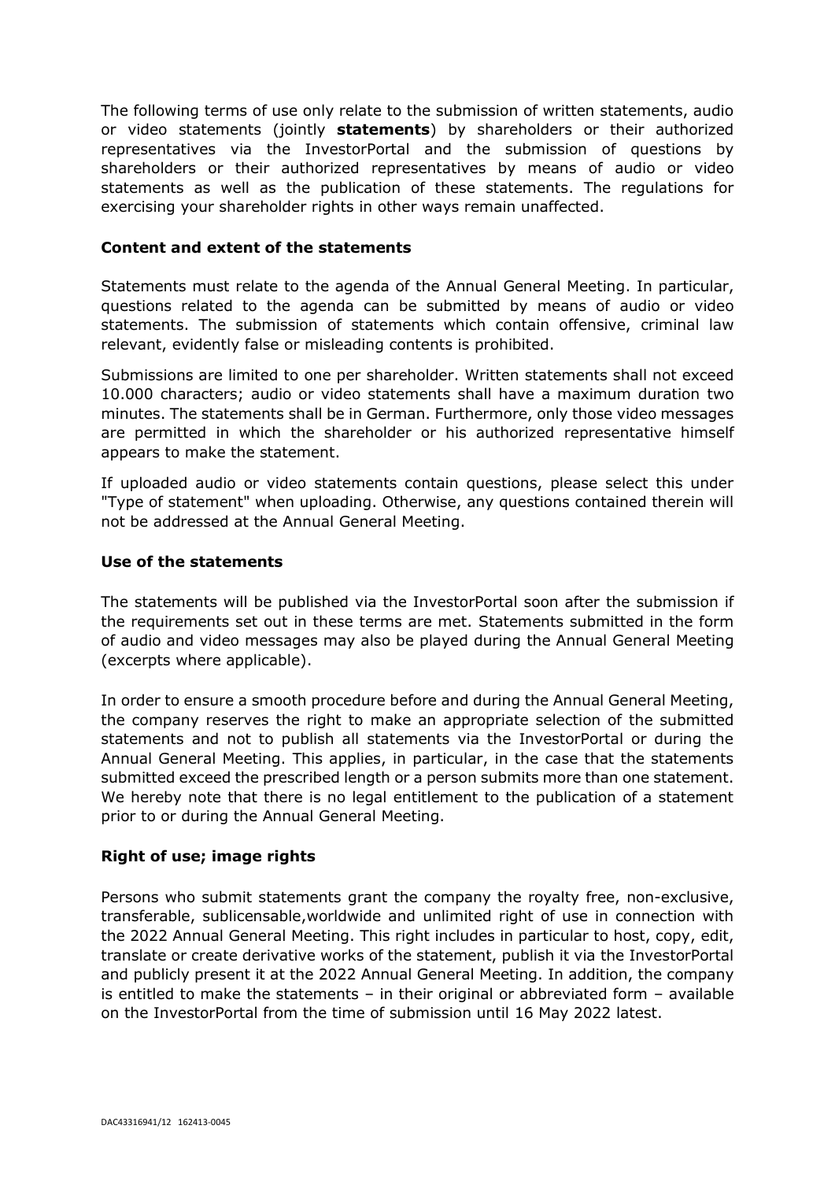The following terms of use only relate to the submission of written statements, audio or video statements (jointly **statements**) by shareholders or their authorized representatives via the InvestorPortal and the submission of questions by shareholders or their authorized representatives by means of audio or video statements as well as the publication of these statements. The regulations for exercising your shareholder rights in other ways remain unaffected.

**Content and extent of the statements**

Statements must relate to the agenda of the Annual General Meeting. In particular, questions related to the agenda can be submitted by means of audio or video statements. The submission of statements which contain offensive, criminal law relevant, evidently false or misleading contents is prohibited.

Submissions are limited to one per shareholder. Written statements shall not exceed 10.000 characters; audio or video statements shall have a maximum duration two minutes. The statements shall be in German. Furthermore, only those video messages are permitted in which the shareholder or his authorized representative himself appears to make the statement.

If uploaded audio or video statements contain questions, please select this under "Type of statement" when uploading. Otherwise, any questions contained therein will not be addressed at the Annual General Meeting.

**Use of the statements**

The statements will be published via the InvestorPortal soon after the submission if the requirements set out in these terms are met. Statements submitted in the form of audio and video messages may also be played during the Annual General Meeting (excerpts where applicable).

In order to ensure a smooth procedure before and during the Annual General Meeting, the company reserves the right to make an appropriate selection of the submitted statements and not to publish all statements via the InvestorPortal or during the Annual General Meeting. This applies, in particular, in the case that the statements submitted exceed the prescribed length or a person submits more than one statement. We hereby note that there is no legal entitlement to the publication of a statement prior to or during the Annual General Meeting.

**Right of use; image rights**

Persons who submit statements grant the company the royalty free, non-exclusive, transferable, sublicensable,worldwide and unlimited right of use in connection with the 2022 Annual General Meeting. This right includes in particular to host, copy, edit, translate or create derivative works of the statement, publish it via the InvestorPortal and publicly present it at the 2022 Annual General Meeting. In addition, the company is entitled to make the statements – in their original or abbreviated form – available on the InvestorPortal from the time of submission until 16 May 2022 latest.

DAC43316941/12 162413-0045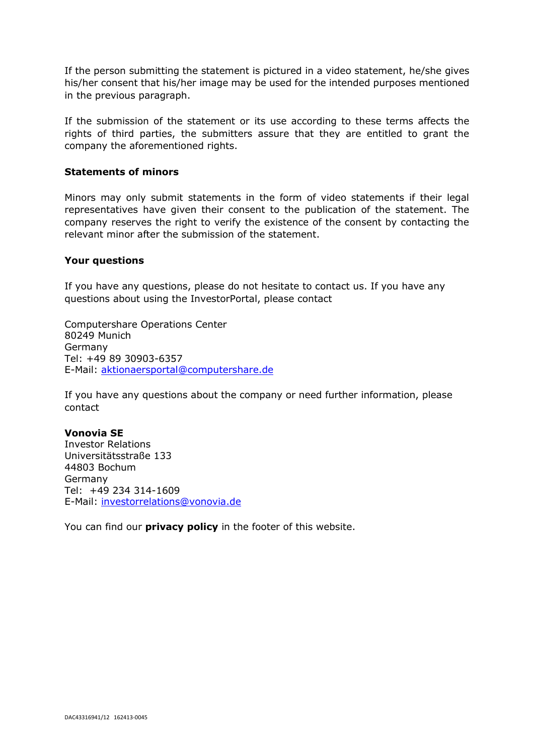If the person submitting the statement is pictured in a video statement, he/she gives his/her consent that his/her image may be used for the intended purposes mentioned in the previous paragraph.

If the submission of the statement or its use according to these terms affects the rights of third parties, the submitters assure that they are entitled to grant the company the aforementioned rights.

**Statements of minors**

Minors may only submit statements in the form of video statements if their legal representatives have given their consent to the publication of the statement. The company reserves the right to verify the existence of the consent by contacting the relevant minor after the submission of the statement.

**Your questions**

If you have any questions, please do not hesitate to contact us. If you have any questions about using the InvestorPortal, please contact

Computershare Operations Center
80249 Munich
Germany
Tel: +49 89 30903-6357
E-Mail: aktionaersportal@computershare.de

If you have any questions about the company or need further information, please contact

**Vonovia SE**
Investor Relations
Universitätsstraße 133
44803 Bochum
Germany
Tel: +49 234 314-1609
E-Mail: investorrelations@vonovia.de

You can find our **privacy policy** in the footer of this website.

DAC43316941/12 162413-0045